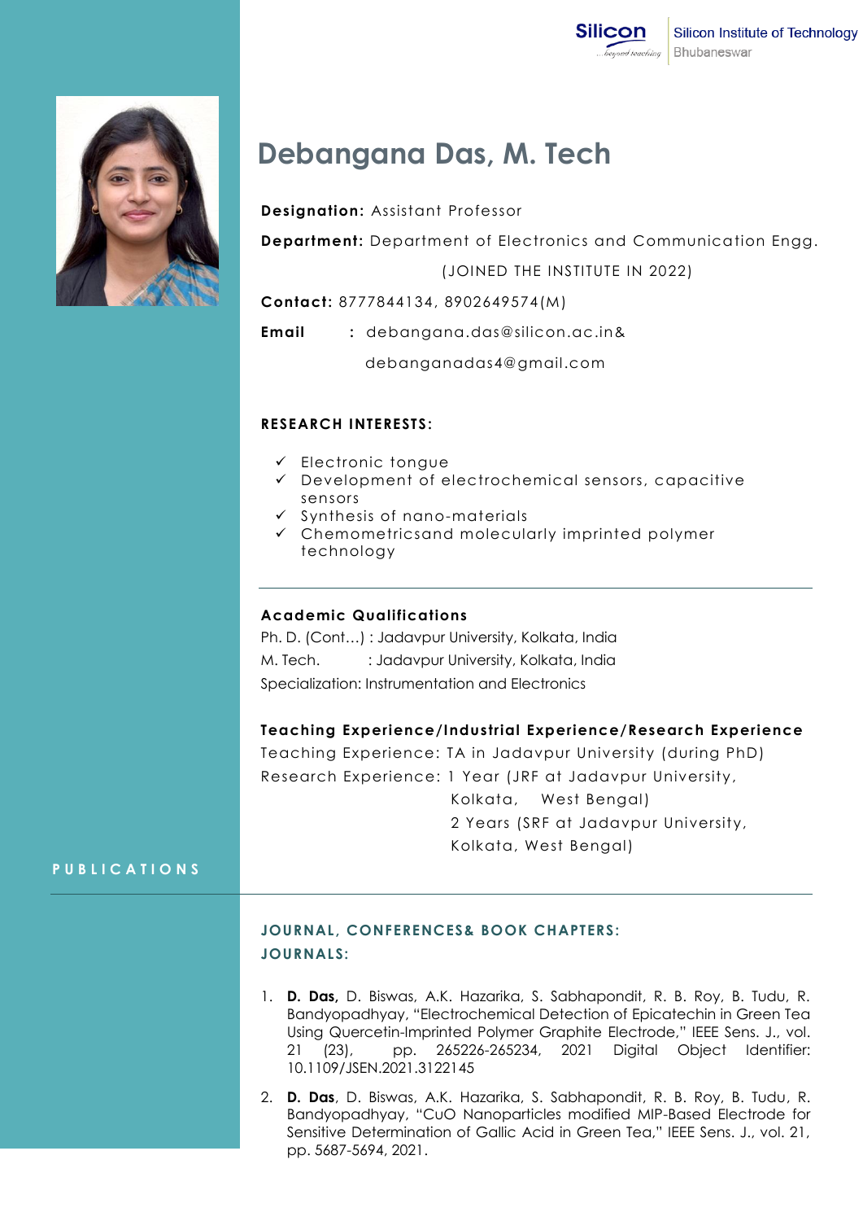Silicon Institute of Technology
Bhubaneswar

# Debangana Das, M. Tech

**Designation:** Assistant Professor

**Department:** Department of Electronics and Communication Engg.

(JOINED THE INSTITUTE IN 2022)

**Contact:** 8777844134, 8902649574(M)

**Email** : debangana.das@silicon.ac.in&

debanganadas4@gmail.com

**RESEARCH INTERESTS:**

- ✓ Electronic tongue
- ✓ Development of electrochemical sensors, capacitive sensors
- ✓ Synthesis of nano-materials
- ✓ Chemometricsand molecularly imprinted polymer technology

**Academic Qualifications**

Ph. D. (Cont…) : Jadavpur University, Kolkata, India

M. Tech. : Jadavpur University, Kolkata, India

Specialization: Instrumentation and Electronics

**Teaching Experience/Industrial Experience/Research Experience**

Teaching Experience: TA in Jadavpur University (during PhD)

Research Experience: 1 Year (JRF at Jadavpur University, Kolkata, West Bengal)

2 Years (SRF at Jadavpur University, Kolkata, West Bengal)

## PUBLICATIONS

### JOURNAL, CONFERENCES& BOOK CHAPTERS:

### JOURNALS:

1. **D. Das,** D. Biswas, A.K. Hazarika, S. Sabhapondit, R. B. Roy, B. Tudu, R. Bandyopadhyay, "Electrochemical Detection of Epicatechin in Green Tea Using Quercetin-Imprinted Polymer Graphite Electrode," IEEE Sens. J., vol. 21 (23), pp. 265226-265234, 2021 Digital Object Identifier: 10.1109/JSEN.2021.3122145
2. **D. Das**, D. Biswas, A.K. Hazarika, S. Sabhapondit, R. B. Roy, B. Tudu, R. Bandyopadhyay, "CuO Nanoparticles modified MIP-Based Electrode for Sensitive Determination of Gallic Acid in Green Tea," IEEE Sens. J., vol. 21, pp. 5687-5694, 2021.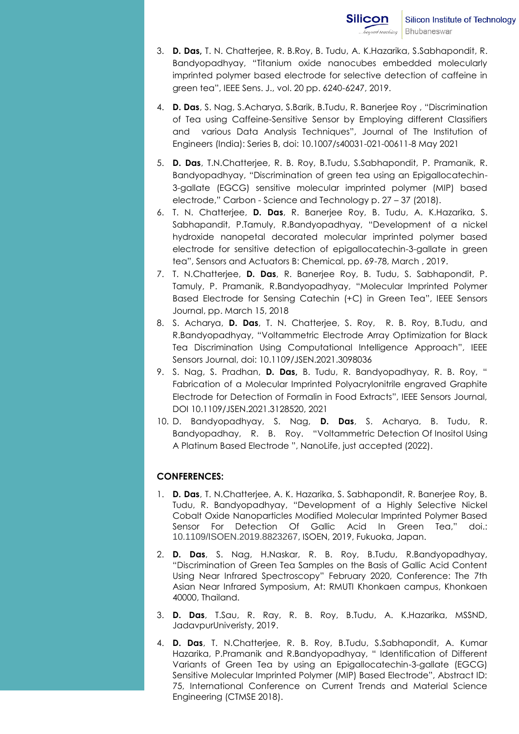3. **D. Das,** T. N. Chatterjee, R. B.Roy, B. Tudu, A. K.Hazarika, S.Sabhapondit, R. Bandyopadhyay, "Titanium oxide nanocubes embedded molecularly imprinted polymer based electrode for selective detection of caffeine in green tea", IEEE Sens. J., vol. 20 pp. 6240-6247, 2019.

4. **D. Das**, S. Nag, S.Acharya, S.Barik, B.Tudu, R. Banerjee Roy , "Discrimination of Tea using Caffeine-Sensitive Sensor by Employing different Classifiers and various Data Analysis Techniques", Journal of The Institution of Engineers (India): Series B, doi: 10.1007/s40031-021-00611-8 May 2021

5. **D. Das**, T.N.Chatterjee, R. B. Roy, B.Tudu, S.Sabhapondit, P. Pramanik, R. Bandyopadhyay, "Discrimination of green tea using an Epigallocatechin-3-gallate (EGCG) sensitive molecular imprinted polymer (MIP) based electrode," Carbon - Science and Technology p. 27 – 37 (2018).
6. T. N. Chatterjee, **D. Das**, R. Banerjee Roy, B. Tudu, A. K.Hazarika, S. Sabhapandit, P.Tamuly, R.Bandyopadhyay, "Development of a nickel hydroxide nanopetal decorated molecular imprinted polymer based electrode for sensitive detection of epigallocatechin-3-gallate in green tea", Sensors and Actuators B: Chemical, pp. 69-78, March , 2019.
7. T. N.Chatterjee, **D. Das**, R. Banerjee Roy, B. Tudu, S. Sabhapondit, P. Tamuly, P. Pramanik, R.Bandyopadhyay, "Molecular Imprinted Polymer Based Electrode for Sensing Catechin (+C) in Green Tea", IEEE Sensors Journal, pp. March 15, 2018
8. S. Acharya, **D. Das**, T. N. Chatterjee, S. Roy, R. B. Roy, B.Tudu, and R.Bandyopadhyay, "Voltammetric Electrode Array Optimization for Black Tea Discrimination Using Computational Intelligence Approach", IEEE Sensors Journal, doi: 10.1109/JSEN.2021.3098036
9. S. Nag, S. Pradhan, **D. Das,** B. Tudu, R. Bandyopadhyay, R. B. Roy, " Fabrication of a Molecular Imprinted Polyacrylonitrile engraved Graphite Electrode for Detection of Formalin in Food Extracts", IEEE Sensors Journal, DOI 10.1109/JSEN.2021.3128520, 2021
10. D. Bandyopadhyay, S. Nag, **D. Das**, S. Acharya, B. Tudu, R. Bandyopadhay, R. B. Roy. "Voltammetric Detection Of Inositol Using A Platinum Based Electrode ", NanoLife, just accepted (2022).

**CONFERENCES:**

1. **D. Das**, T. N.Chatterjee, A. K. Hazarika, S. Sabhapondit, R. Banerjee Roy, B. Tudu, R. Bandyopadhyay, "Development of a Highly Selective Nickel Cobalt Oxide Nanoparticles Modified Molecular Imprinted Polymer Based Sensor For Detection Of Gallic Acid In Green Tea," doi.: 10.1109/ISOEN.2019.8823267, ISOEN, 2019, Fukuoka, Japan.

2. **D. Das**, S. Nag, H.Naskar, R. B. Roy, B.Tudu, R.Bandyopadhyay, "Discrimination of Green Tea Samples on the Basis of Gallic Acid Content Using Near Infrared Spectroscopy" February 2020, Conference: The 7th Asian Near Infrared Symposium, At: RMUTI Khonkaen campus, Khonkaen 40000, Thailand.

3. **D. Das**, T.Sau, R. Ray, R. B. Roy, B.Tudu, A. K.Hazarika, MSSND, JadavpurUniveristy, 2019.

4. **D. Das**, T. N.Chatterjee, R. B. Roy, B.Tudu, S.Sabhapondit, A. Kumar Hazarika, P.Pramanik and R.Bandyopadhyay, " Identification of Different Variants of Green Tea by using an Epigallocatechin-3-gallate (EGCG) Sensitive Molecular Imprinted Polymer (MIP) Based Electrode", Abstract ID: 75, International Conference on Current Trends and Material Science Engineering (CTMSE 2018).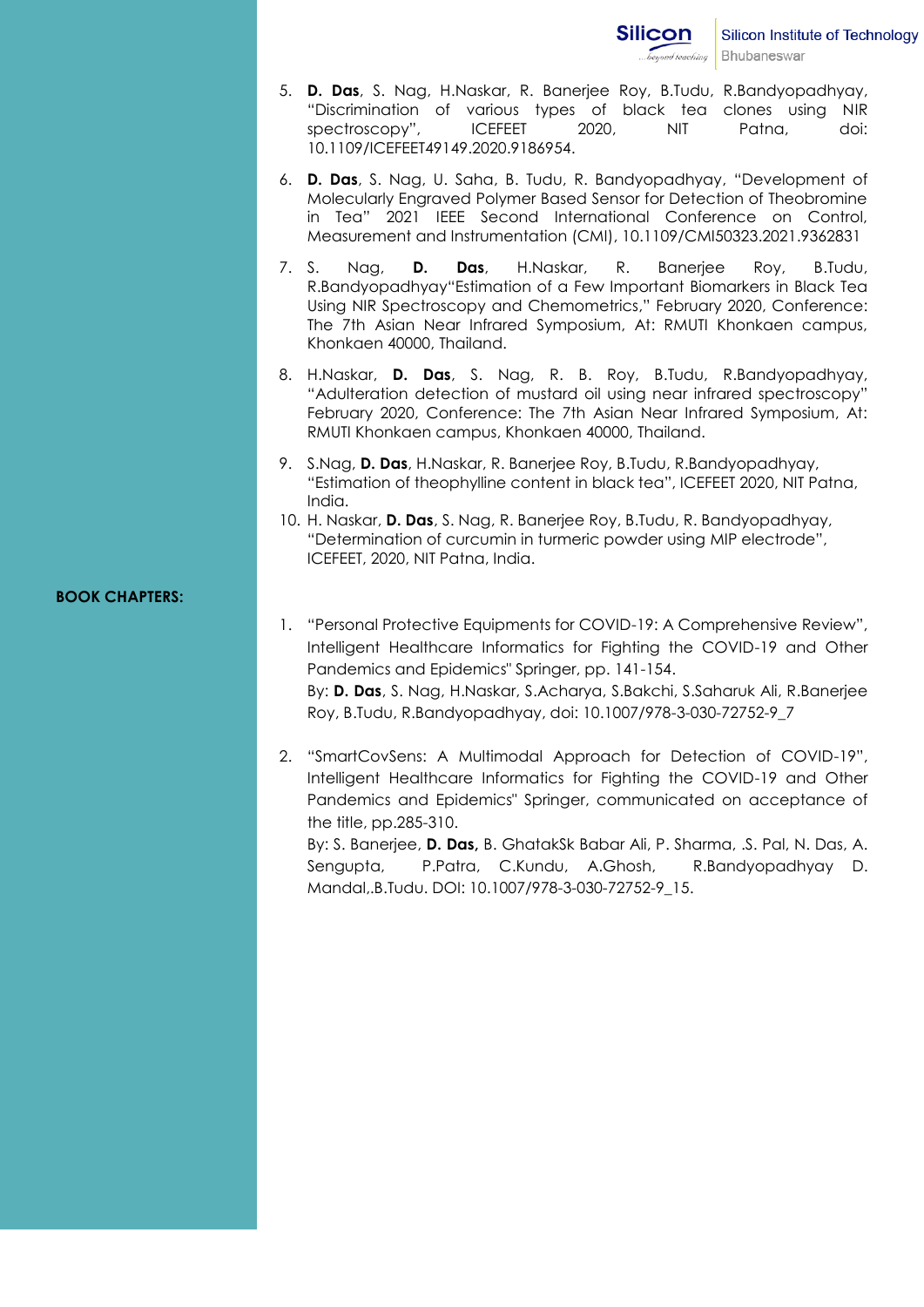5. **D. Das**, S. Nag, H.Naskar, R. Banerjee Roy, B.Tudu, R.Bandyopadhyay, "Discrimination of various types of black tea clones using NIR spectroscopy", ICEFEET 2020, NIT Patna, doi: 10.1109/ICEFEET49149.2020.9186954.

6. **D. Das**, S. Nag, U. Saha, B. Tudu, R. Bandyopadhyay, "Development of Molecularly Engraved Polymer Based Sensor for Detection of Theobromine in Tea" 2021 IEEE Second International Conference on Control, Measurement and Instrumentation (CMI), 10.1109/CMI50323.2021.9362831

7. S. Nag, **D. Das**, H.Naskar, R. Banerjee Roy, B.Tudu, R.Bandyopadhyay"Estimation of a Few Important Biomarkers in Black Tea Using NIR Spectroscopy and Chemometrics," February 2020, Conference: The 7th Asian Near Infrared Symposium, At: RMUTI Khonkaen campus, Khonkaen 40000, Thailand.

8. H.Naskar, **D. Das**, S. Nag, R. B. Roy, B.Tudu, R.Bandyopadhyay, "Adulteration detection of mustard oil using near infrared spectroscopy" February 2020, Conference: The 7th Asian Near Infrared Symposium, At: RMUTI Khonkaen campus, Khonkaen 40000, Thailand.

9. S.Nag, **D. Das**, H.Naskar, R. Banerjee Roy, B.Tudu, R.Bandyopadhyay, "Estimation of theophylline content in black tea", ICEFEET 2020, NIT Patna, India.

10. H. Naskar, **D. Das**, S. Nag, R. Banerjee Roy, B.Tudu, R. Bandyopadhyay, "Determination of curcumin in turmeric powder using MIP electrode", ICEFEET, 2020, NIT Patna, India.

**BOOK CHAPTERS:**

1. "Personal Protective Equipments for COVID-19: A Comprehensive Review", Intelligent Healthcare Informatics for Fighting the COVID-19 and Other Pandemics and Epidemics" Springer, pp. 141-154.
   By: **D. Das**, S. Nag, H.Naskar, S.Acharya, S.Bakchi, S.Saharuk Ali, R.Banerjee Roy, B.Tudu, R.Bandyopadhyay, doi: 10.1007/978-3-030-72752-9_7

2. "SmartCovSens: A Multimodal Approach for Detection of COVID-19", Intelligent Healthcare Informatics for Fighting the COVID-19 and Other Pandemics and Epidemics" Springer, communicated on acceptance of the title, pp.285-310.
   By: S. Banerjee, **D. Das,** B. GhatakSk Babar Ali, P. Sharma, .S. Pal, N. Das, A. Sengupta, P.Patra, C.Kundu, A.Ghosh, R.Bandyopadhyay D. Mandal,.B.Tudu. DOI: 10.1007/978-3-030-72752-9_15.